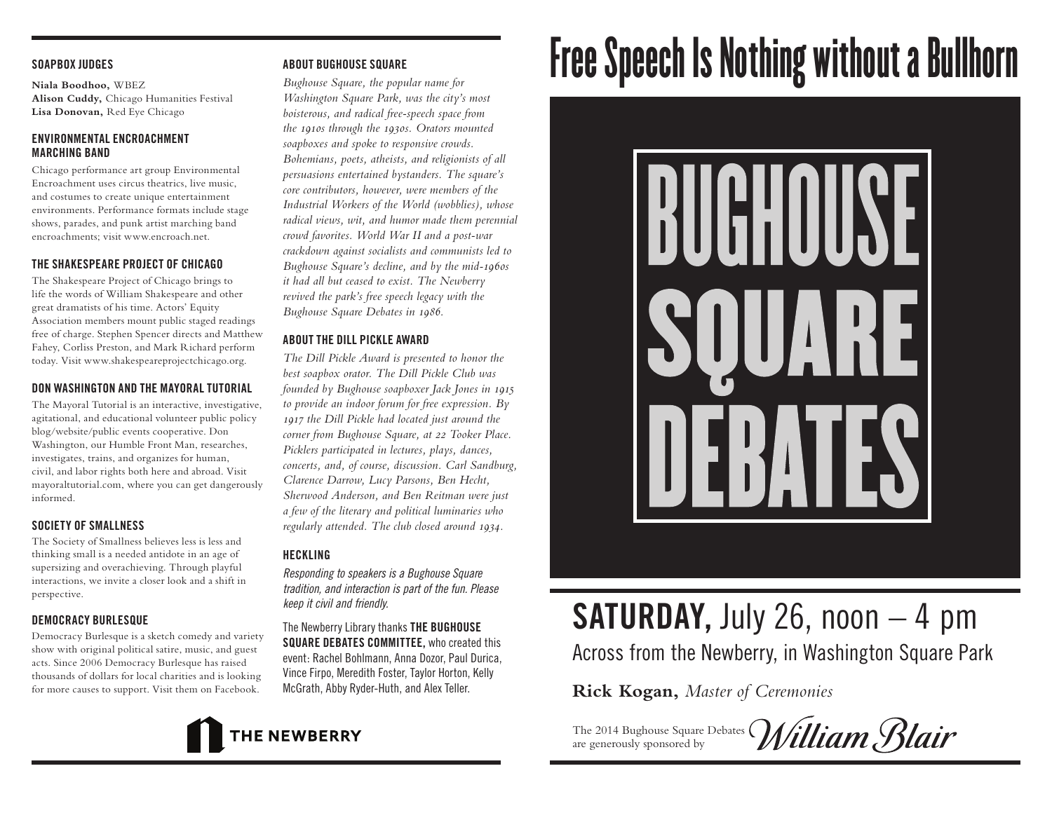## SOAPBOX JUDGES

**Niala Boodhoo,** WBEZ
**Alison Cuddy,** Chicago Humanities Festival
**Lisa Donovan,** Red Eye Chicago

## ENVIRONMENTAL ENCROACHMENT MARCHING BAND

Chicago performance art group Environmental Encroachment uses circus theatrics, live music, and costumes to create unique entertainment environments. Performance formats include stage shows, parades, and punk artist marching band encroachments; visit www.encroach.net.

## THE SHAKESPEARE PROJECT OF CHICAGO

The Shakespeare Project of Chicago brings to life the words of William Shakespeare and other great dramatists of his time. Actors' Equity Association members mount public staged readings free of charge. Stephen Spencer directs and Matthew Fahey, Corliss Preston, and Mark Richard perform today. Visit www.shakespeareprojectchicago.org.

## DON WASHINGTON AND THE MAYORAL TUTORIAL

The Mayoral Tutorial is an interactive, investigative, agitational, and educational volunteer public policy blog/website/public events cooperative. Don Washington, our Humble Front Man, researches, investigates, trains, and organizes for human, civil, and labor rights both here and abroad. Visit mayoraltutorial.com, where you can get dangerously informed.

## SOCIETY OF SMALLNESS

The Society of Smallness believes less is less and thinking small is a needed antidote in an age of supersizing and overachieving. Through playful interactions, we invite a closer look and a shift in perspective.

## DEMOCRACY BURLESQUE

Democracy Burlesque is a sketch comedy and variety show with original political satire, music, and guest acts. Since 2006 Democracy Burlesque has raised thousands of dollars for local charities and is looking for more causes to support. Visit them on Facebook.

## ABOUT BUGHOUSE SQUARE

*Bughouse Square, the popular name for Washington Square Park, was the city's most boisterous, and radical free-speech space from the 1910s through the 1930s. Orators mounted soapboxes and spoke to responsive crowds. Bohemians, poets, atheists, and religionists of all persuasions entertained bystanders. The square's core contributors, however, were members of the Industrial Workers of the World (wobblies), whose radical views, wit, and humor made them perennial crowd favorites. World War II and a post-war crackdown against socialists and communists led to Bughouse Square's decline, and by the mid-1960s it had all but ceased to exist. The Newberry revived the park's free speech legacy with the Bughouse Square Debates in 1986.*

## ABOUT THE DILL PICKLE AWARD

*The Dill Pickle Award is presented to honor the best soapbox orator. The Dill Pickle Club was founded by Bughouse soapboxer Jack Jones in 1915 to provide an indoor forum for free expression. By 1917 the Dill Pickle had located just around the corner from Bughouse Square, at 22 Tooker Place. Picklers participated in lectures, plays, dances, concerts, and, of course, discussion. Carl Sandburg, Clarence Darrow, Lucy Parsons, Ben Hecht, Sherwood Anderson, and Ben Reitman were just a few of the literary and political luminaries who regularly attended. The club closed around 1934.*

## HECKLING

*Responding to speakers is a Bughouse Square tradition, and interaction is part of the fun. Please keep it civil and friendly.*

The Newberry Library thanks **THE BUGHOUSE SQUARE DEBATES COMMITTEE,** who created this event: Rachel Bohlmann, Anna Dozor, Paul Durica, Vince Firpo, Meredith Foster, Taylor Horton, Kelly McGrath, Abby Ryder-Huth, and Alex Teller.

THE NEWBERRY

# Free Speech Is Nothing without a Bullhorn

# BUGHOUSE SQUARE DEBATES

## SATURDAY, July 26, noon – 4 pm

Across from the Newberry, in Washington Square Park

**Rick Kogan,** *Master of Ceremonies*

The 2014 Bughouse Square Debates are generously sponsored by *William Blair*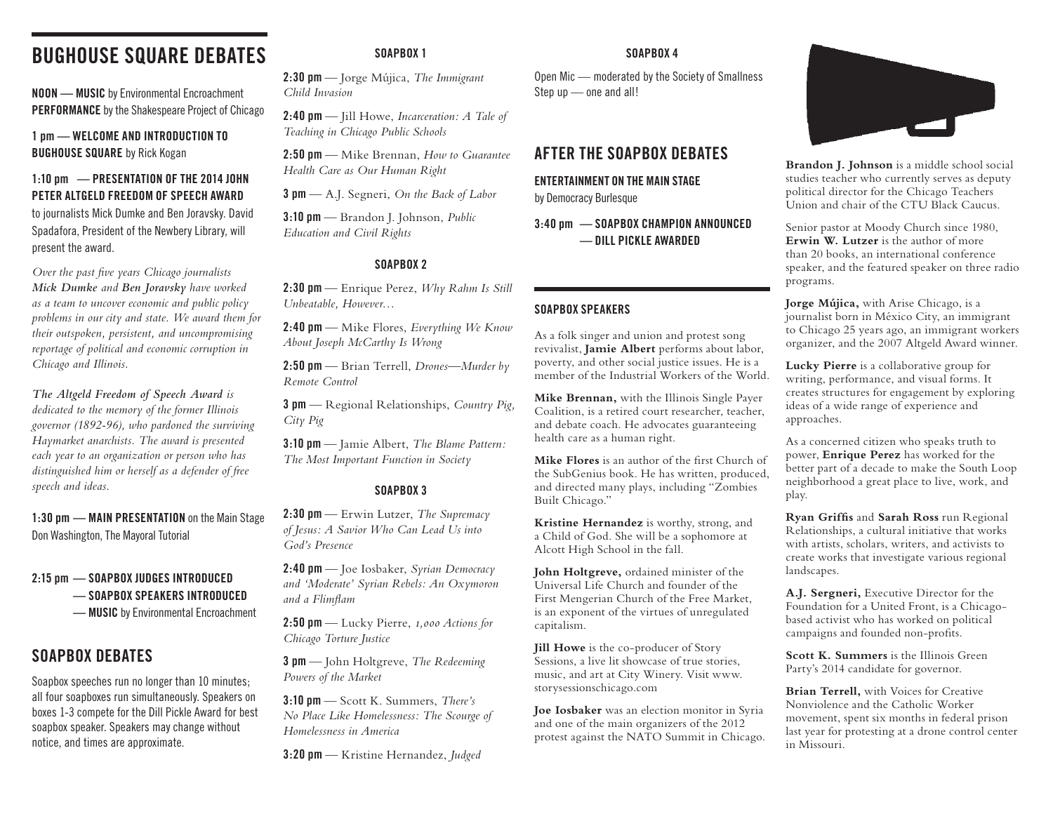# BUGHOUSE SQUARE DEBATES

**NOON — MUSIC** by Environmental Encroachment
**PERFORMANCE** by the Shakespeare Project of Chicago

**1 pm — WELCOME AND INTRODUCTION TO BUGHOUSE SQUARE** by Rick Kogan

**1:10 pm — PRESENTATION OF THE 2014 JOHN PETER ALTGELD FREEDOM OF SPEECH AWARD** to journalists Mick Dumke and Ben Joravsky. David Spadafora, President of the Newbery Library, will present the award.

*Over the past five years Chicago journalists **Mick Dumke** and **Ben Joravsky** have worked as a team to uncover economic and public policy problems in our city and state. We award them for their outspoken, persistent, and uncompromising reportage of political and economic corruption in Chicago and Illinois.*

*The Altgeld Freedom of Speech Award is dedicated to the memory of the former Illinois governor (1892-96), who pardoned the surviving Haymarket anarchists. The award is presented each year to an organization or person who has distinguished him or herself as a defender of free speech and ideas.*

**1:30 pm — MAIN PRESENTATION** on the Main Stage
Don Washington, The Mayoral Tutorial

**2:15 pm — SOAPBOX JUDGES INTRODUCED**
**— SOAPBOX SPEAKERS INTRODUCED**
**— MUSIC** by Environmental Encroachment

## SOAPBOX DEBATES

Soapbox speeches run no longer than 10 minutes; all four soapboxes run simultaneously. Speakers on boxes 1-3 compete for the Dill Pickle Award for best soapbox speaker. Speakers may change without notice, and times are approximate.

### SOAPBOX 1

**2:30 pm** — Jorge Mújica, *The Immigrant Child Invasion*

**2:40 pm** — Jill Howe, *Incarceration: A Tale of Teaching in Chicago Public Schools*

**2:50 pm** — Mike Brennan, *How to Guarantee Health Care as Our Human Right*

**3 pm** — A.J. Segneri, *On the Back of Labor*

**3:10 pm** — Brandon J. Johnson, *Public Education and Civil Rights*

### SOAPBOX 2

**2:30 pm** — Enrique Perez, *Why Rahm Is Still Unbeatable, However…*

**2:40 pm** — Mike Flores, *Everything We Know About Joseph McCarthy Is Wrong*

**2:50 pm** — Brian Terrell, *Drones—Murder by Remote Control*

**3 pm** — Regional Relationships, *Country Pig, City Pig*

**3:10 pm** — Jamie Albert, *The Blame Pattern: The Most Important Function in Society*

### SOAPBOX 3

**2:30 pm** — Erwin Lutzer, *The Supremacy of Jesus: A Savior Who Can Lead Us into God's Presence*

**2:40 pm** — Joe Iosbaker, *Syrian Democracy and 'Moderate' Syrian Rebels: An Oxymoron and a Flimflam*

**2:50 pm** — Lucky Pierre, *1,000 Actions for Chicago Torture Justice*

**3 pm** — John Holtgreve, *The Redeeming Powers of the Market*

**3:10 pm** — Scott K. Summers, *There's No Place Like Homelessness: The Scourge of Homelessness in America*

**3:20 pm** — Kristine Hernandez, *Judged*

### SOAPBOX 4

Open Mic — moderated by the Society of Smallness
Step up — one and all!

## AFTER THE SOAPBOX DEBATES

**ENTERTAINMENT ON THE MAIN STAGE**
by Democracy Burlesque

**3:40 pm — SOAPBOX CHAMPION ANNOUNCED**
**— DILL PICKLE AWARDED**

### SOAPBOX SPEAKERS

As a folk singer and union and protest song revivalist, **Jamie Albert** performs about labor, poverty, and other social justice issues. He is a member of the Industrial Workers of the World.

**Mike Brennan,** with the Illinois Single Payer Coalition, is a retired court researcher, teacher, and debate coach. He advocates guaranteeing health care as a human right.

**Mike Flores** is an author of the first Church of the SubGenius book. He has written, produced, and directed many plays, including "Zombies Built Chicago."

**Kristine Hernandez** is worthy, strong, and a Child of God. She will be a sophomore at Alcott High School in the fall.

**John Holtgreve,** ordained minister of the Universal Life Church and founder of the First Mengerian Church of the Free Market, is an exponent of the virtues of unregulated capitalism.

**Jill Howe** is the co-producer of Story Sessions, a live lit showcase of true stories, music, and art at City Winery. Visit www.storysessionschicago.com

**Joe Iosbaker** was an election monitor in Syria and one of the main organizers of the 2012 protest against the NATO Summit in Chicago.

**Brandon J. Johnson** is a middle school social studies teacher who currently serves as deputy political director for the Chicago Teachers Union and chair of the CTU Black Caucus.

Senior pastor at Moody Church since 1980, **Erwin W. Lutzer** is the author of more than 20 books, an international conference speaker, and the featured speaker on three radio programs.

**Jorge Mújica,** with Arise Chicago, is a journalist born in México City, an immigrant to Chicago 25 years ago, an immigrant workers organizer, and the 2007 Altgeld Award winner.

**Lucky Pierre** is a collaborative group for writing, performance, and visual forms. It creates structures for engagement by exploring ideas of a wide range of experience and approaches.

As a concerned citizen who speaks truth to power, **Enrique Perez** has worked for the better part of a decade to make the South Loop neighborhood a great place to live, work, and play.

**Ryan Griffis** and **Sarah Ross** run Regional Relationships, a cultural initiative that works with artists, scholars, writers, and activists to create works that investigate various regional landscapes.

**A.J. Sergneri,** Executive Director for the Foundation for a United Front, is a Chicago-based activist who has worked on political campaigns and founded non-profits.

**Scott K. Summers** is the Illinois Green Party's 2014 candidate for governor.

**Brian Terrell,** with Voices for Creative Nonviolence and the Catholic Worker movement, spent six months in federal prison last year for protesting at a drone control center in Missouri.